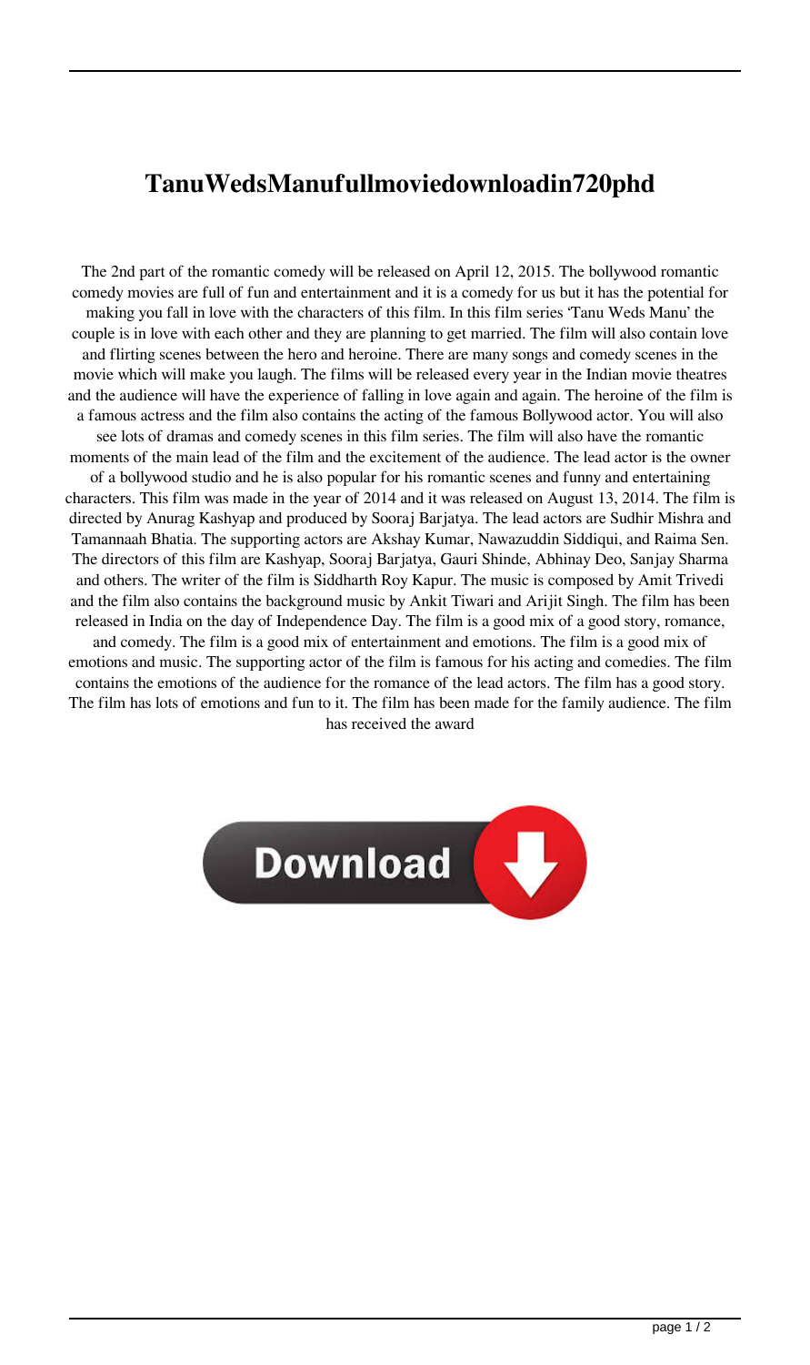# TanuWedsManufullmoviedownloadin720phd

The 2nd part of the romantic comedy will be released on April 12, 2015. The bollywood romantic comedy movies are full of fun and entertainment and it is a comedy for us but it has the potential for making you fall in love with the characters of this film. In this film series 'Tanu Weds Manu' the couple is in love with each other and they are planning to get married. The film will also contain love and flirting scenes between the hero and heroine. There are many songs and comedy scenes in the movie which will make you laugh. The films will be released every year in the Indian movie theatres and the audience will have the experience of falling in love again and again. The heroine of the film is a famous actress and the film also contains the acting of the famous Bollywood actor. You will also see lots of dramas and comedy scenes in this film series. The film will also have the romantic moments of the main lead of the film and the excitement of the audience. The lead actor is the owner of a bollywood studio and he is also popular for his romantic scenes and funny and entertaining characters. This film was made in the year of 2014 and it was released on August 13, 2014. The film is directed by Anurag Kashyap and produced by Sooraj Barjatya. The lead actors are Sudhir Mishra and Tamannaah Bhatia. The supporting actors are Akshay Kumar, Nawazuddin Siddiqui, and Raima Sen. The directors of this film are Kashyap, Sooraj Barjatya, Gauri Shinde, Abhinay Deo, Sanjay Sharma and others. The writer of the film is Siddharth Roy Kapur. The music is composed by Amit Trivedi and the film also contains the background music by Ankit Tiwari and Arijit Singh. The film has been released in India on the day of Independence Day. The film is a good mix of a good story, romance, and comedy. The film is a good mix of entertainment and emotions. The film is a good mix of emotions and music. The supporting actor of the film is famous for his acting and comedies. The film contains the emotions of the audience for the romance of the lead actors. The film has a good story. The film has lots of emotions and fun to it. The film has been made for the family audience. The film has received the award

Download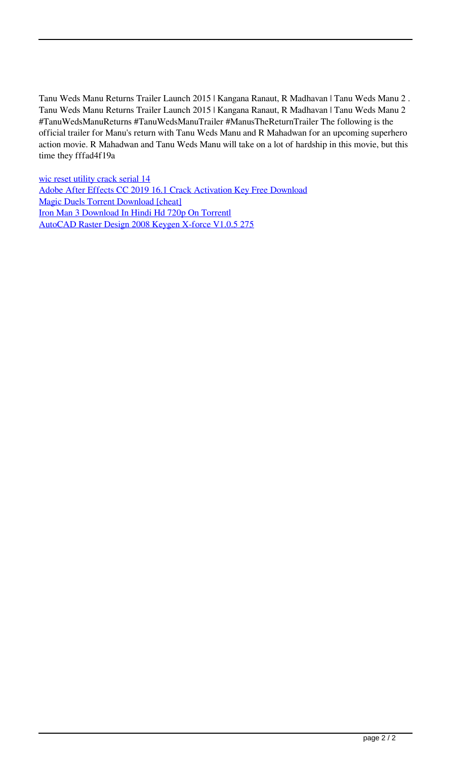Tanu Weds Manu Returns Trailer Launch 2015 | Kangana Ranaut, R Madhavan | Tanu Weds Manu 2 . Tanu Weds Manu Returns Trailer Launch 2015 | Kangana Ranaut, R Madhavan | Tanu Weds Manu 2 #TanuWedsManuReturns #TanuWedsManuTrailer #ManusTheReturnTrailer The following is the official trailer for Manu's return with Tanu Weds Manu and R Mahadwan for an upcoming superhero action movie. R Mahadwan and Tanu Weds Manu will take on a lot of hardship in this movie, but this time they fffad4f19a

wic reset utility crack serial 14
Adobe After Effects CC 2019 16.1 Crack Activation Key Free Download
Magic Duels Torrent Download [cheat]
Iron Man 3 Download In Hindi Hd 720p On Torrentl
AutoCAD Raster Design 2008 Keygen X-force V1.0.5 275